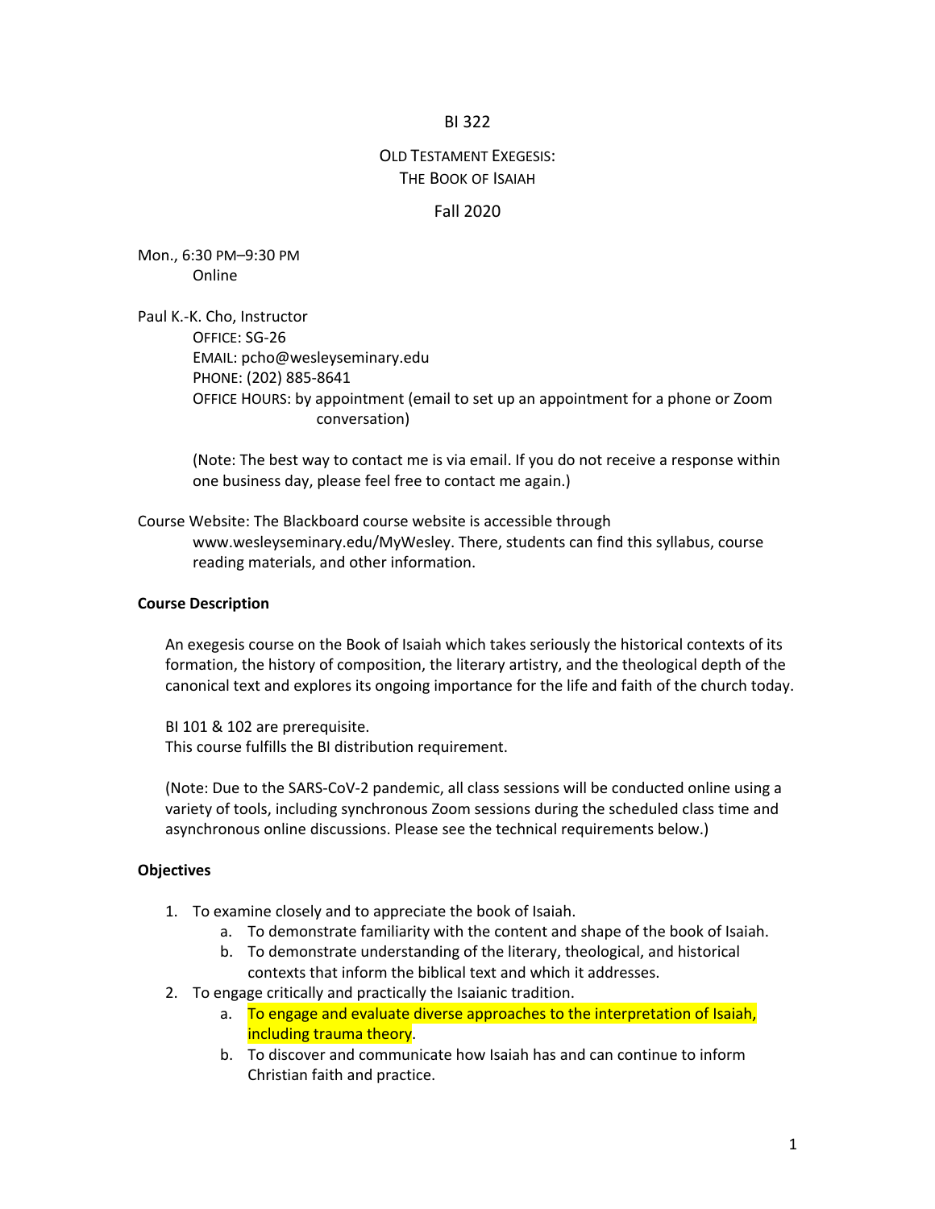# BI 322

## Old Testament Exegesis: The Book of Isaiah

Fall 2020

Mon., 6:30 PM–9:30 PM
Online

Paul K.-K. Cho, Instructor
OFFICE: SG-26
EMAIL: pcho@wesleyseminary.edu
PHONE: (202) 885-8641
OFFICE HOURS: by appointment (email to set up an appointment for a phone or Zoom conversation)

(Note: The best way to contact me is via email. If you do not receive a response within one business day, please feel free to contact me again.)

Course Website: The Blackboard course website is accessible through www.wesleyseminary.edu/MyWesley. There, students can find this syllabus, course reading materials, and other information.

**Course Description**

An exegesis course on the Book of Isaiah which takes seriously the historical contexts of its formation, the history of composition, the literary artistry, and the theological depth of the canonical text and explores its ongoing importance for the life and faith of the church today.

BI 101 & 102 are prerequisite.
This course fulfills the BI distribution requirement.

(Note: Due to the SARS-CoV-2 pandemic, all class sessions will be conducted online using a variety of tools, including synchronous Zoom sessions during the scheduled class time and asynchronous online discussions. Please see the technical requirements below.)

**Objectives**

1. To examine closely and to appreciate the book of Isaiah.
   a. To demonstrate familiarity with the content and shape of the book of Isaiah.
   b. To demonstrate understanding of the literary, theological, and historical contexts that inform the biblical text and which it addresses.
2. To engage critically and practically the Isaianic tradition.
   a. To engage and evaluate diverse approaches to the interpretation of Isaiah, including trauma theory.
   b. To discover and communicate how Isaiah has and can continue to inform Christian faith and practice.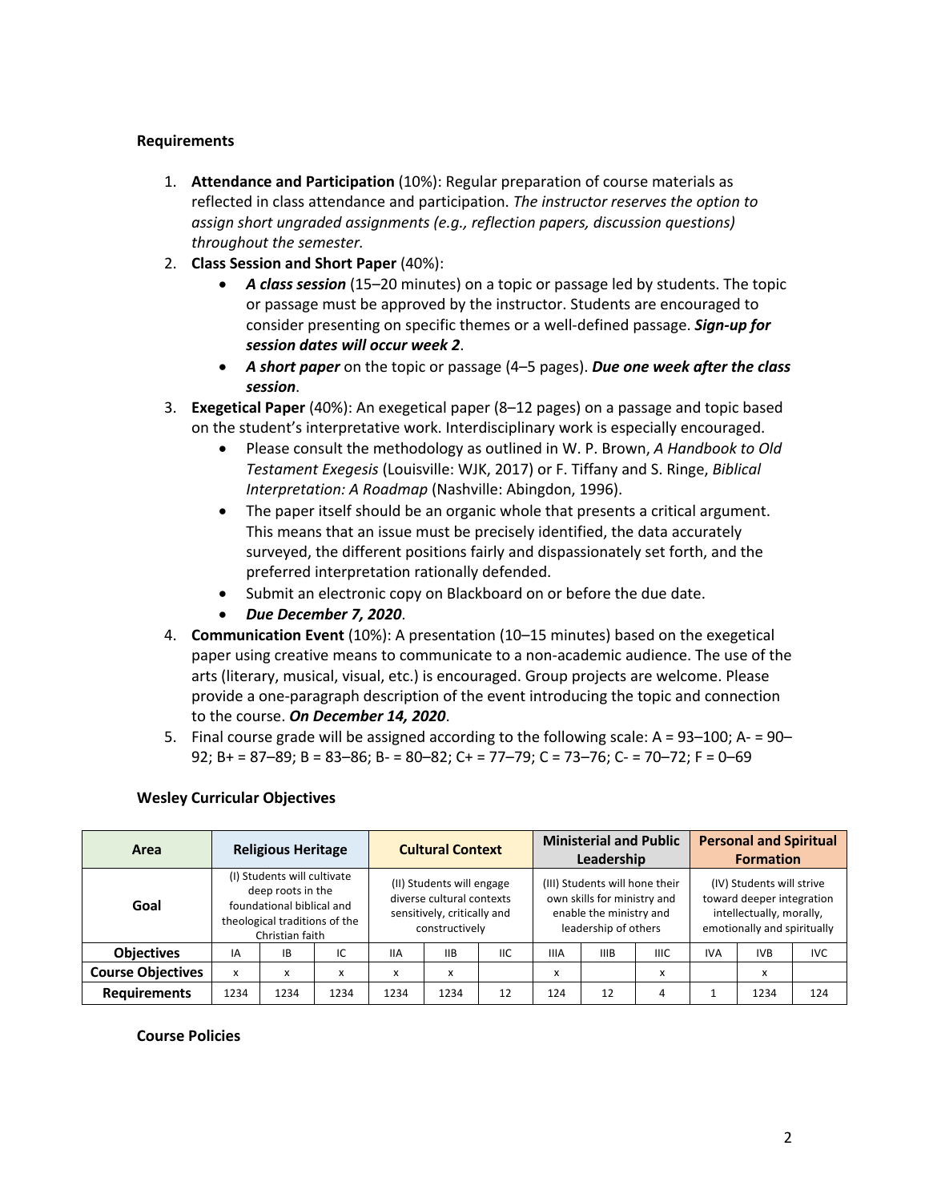**Requirements**

1. **Attendance and Participation** (10%): Regular preparation of course materials as reflected in class attendance and participation. *The instructor reserves the option to assign short ungraded assignments (e.g., reflection papers, discussion questions) throughout the semester.*
2. **Class Session and Short Paper** (40%):
   - ***A class session*** (15–20 minutes) on a topic or passage led by students. The topic or passage must be approved by the instructor. Students are encouraged to consider presenting on specific themes or a well-defined passage. ***Sign-up for session dates will occur week 2***.
   - ***A short paper*** on the topic or passage (4–5 pages). ***Due one week after the class session***.
3. **Exegetical Paper** (40%): An exegetical paper (8–12 pages) on a passage and topic based on the student's interpretative work. Interdisciplinary work is especially encouraged.
   - Please consult the methodology as outlined in W. P. Brown, *A Handbook to Old Testament Exegesis* (Louisville: WJK, 2017) or F. Tiffany and S. Ringe, *Biblical Interpretation: A Roadmap* (Nashville: Abingdon, 1996).
   - The paper itself should be an organic whole that presents a critical argument. This means that an issue must be precisely identified, the data accurately surveyed, the different positions fairly and dispassionately set forth, and the preferred interpretation rationally defended.
   - Submit an electronic copy on Blackboard on or before the due date.
   - ***Due December 7, 2020***.
4. **Communication Event** (10%): A presentation (10–15 minutes) based on the exegetical paper using creative means to communicate to a non-academic audience. The use of the arts (literary, musical, visual, etc.) is encouraged. Group projects are welcome. Please provide a one-paragraph description of the event introducing the topic and connection to the course. ***On December 14, 2020***.
5. Final course grade will be assigned according to the following scale: A = 93–100; A- = 90–92; B+ = 87–89; B = 83–86; B- = 80–82; C+ = 77–79; C = 73–76; C- = 70–72; F = 0–69

**Wesley Curricular Objectives**

| Area | Religious Heritage | | | Cultural Context | | | Ministerial and Public Leadership | | | Personal and Spiritual Formation | | |
|---|---|---|---|---|---|---|---|---|---|---|---|---|
| Goal | (I) Students will cultivate deep roots in the foundational biblical and theological traditions of the Christian faith | | | (II) Students will engage diverse cultural contexts sensitively, critically and constructively | | | (III) Students will hone their own skills for ministry and enable the ministry and leadership of others | | | (IV) Students will strive toward deeper integration intellectually, morally, emotionally and spiritually | | |
| **Objectives** | IA | IB | IC | IIA | IIB | IIC | IIIA | IIIB | IIIC | IVA | IVB | IVC |
| **Course Objectives** | x | x | x | x | x | | x | | x | | x | |
| **Requirements** | 1234 | 1234 | 1234 | 1234 | 1234 | 12 | 124 | 12 | 4 | 1 | 1234 | 124 |

**Course Policies**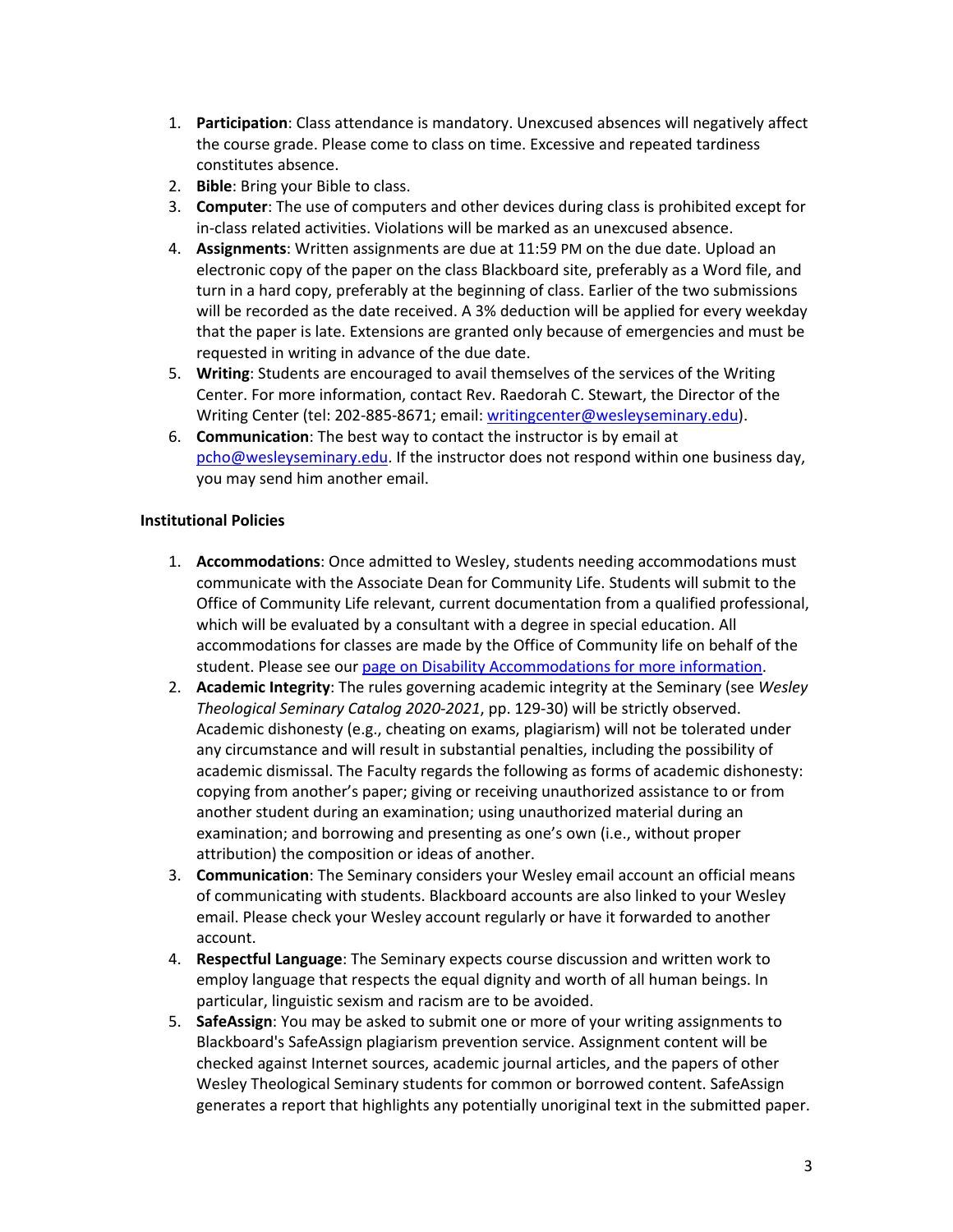1. **Participation**: Class attendance is mandatory. Unexcused absences will negatively affect the course grade. Please come to class on time. Excessive and repeated tardiness constitutes absence.
2. **Bible**: Bring your Bible to class.
3. **Computer**: The use of computers and other devices during class is prohibited except for in-class related activities. Violations will be marked as an unexcused absence.
4. **Assignments**: Written assignments are due at 11:59 PM on the due date. Upload an electronic copy of the paper on the class Blackboard site, preferably as a Word file, and turn in a hard copy, preferably at the beginning of class. Earlier of the two submissions will be recorded as the date received. A 3% deduction will be applied for every weekday that the paper is late. Extensions are granted only because of emergencies and must be requested in writing in advance of the due date.
5. **Writing**: Students are encouraged to avail themselves of the services of the Writing Center. For more information, contact Rev. Raedorah C. Stewart, the Director of the Writing Center (tel: 202-885-8671; email: writingcenter@wesleyseminary.edu).
6. **Communication**: The best way to contact the instructor is by email at pcho@wesleyseminary.edu. If the instructor does not respond within one business day, you may send him another email.

**Institutional Policies**

1. **Accommodations**: Once admitted to Wesley, students needing accommodations must communicate with the Associate Dean for Community Life. Students will submit to the Office of Community Life relevant, current documentation from a qualified professional, which will be evaluated by a consultant with a degree in special education. All accommodations for classes are made by the Office of Community life on behalf of the student. Please see our page on Disability Accommodations for more information.
2. **Academic Integrity**: The rules governing academic integrity at the Seminary (see *Wesley Theological Seminary Catalog 2020-2021*, pp. 129-30) will be strictly observed. Academic dishonesty (e.g., cheating on exams, plagiarism) will not be tolerated under any circumstance and will result in substantial penalties, including the possibility of academic dismissal. The Faculty regards the following as forms of academic dishonesty: copying from another's paper; giving or receiving unauthorized assistance to or from another student during an examination; using unauthorized material during an examination; and borrowing and presenting as one's own (i.e., without proper attribution) the composition or ideas of another.
3. **Communication**: The Seminary considers your Wesley email account an official means of communicating with students. Blackboard accounts are also linked to your Wesley email. Please check your Wesley account regularly or have it forwarded to another account.
4. **Respectful Language**: The Seminary expects course discussion and written work to employ language that respects the equal dignity and worth of all human beings. In particular, linguistic sexism and racism are to be avoided.
5. **SafeAssign**: You may be asked to submit one or more of your writing assignments to Blackboard's SafeAssign plagiarism prevention service. Assignment content will be checked against Internet sources, academic journal articles, and the papers of other Wesley Theological Seminary students for common or borrowed content. SafeAssign generates a report that highlights any potentially unoriginal text in the submitted paper.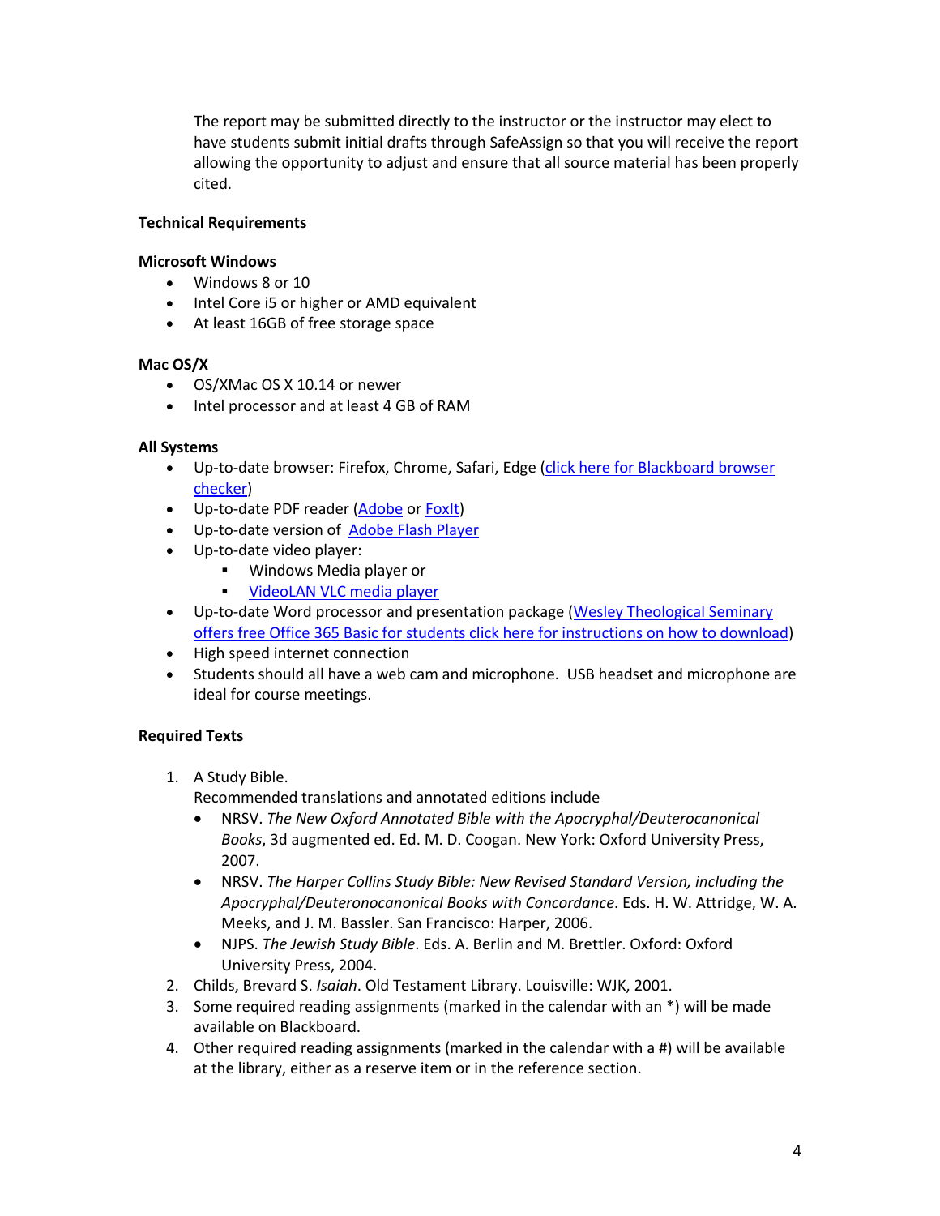The report may be submitted directly to the instructor or the instructor may elect to have students submit initial drafts through SafeAssign so that you will receive the report allowing the opportunity to adjust and ensure that all source material has been properly cited.

**Technical Requirements**

**Microsoft Windows**

- Windows 8 or 10
- Intel Core i5 or higher or AMD equivalent
- At least 16GB of free storage space

**Mac OS/X**

- OS/XMac OS X 10.14 or newer
- Intel processor and at least 4 GB of RAM

**All Systems**

- Up-to-date browser: Firefox, Chrome, Safari, Edge (click here for Blackboard browser checker)
- Up-to-date PDF reader (Adobe or FoxIt)
- Up-to-date version of Adobe Flash Player
- Up-to-date video player:
  - Windows Media player or
  - VideoLAN VLC media player
- Up-to-date Word processor and presentation package (Wesley Theological Seminary offers free Office 365 Basic for students click here for instructions on how to download)
- High speed internet connection
- Students should all have a web cam and microphone. USB headset and microphone are ideal for course meetings.

**Required Texts**

1. A Study Bible.
   Recommended translations and annotated editions include
   - NRSV. *The New Oxford Annotated Bible with the Apocryphal/Deuterocanonical Books*, 3d augmented ed. Ed. M. D. Coogan. New York: Oxford University Press, 2007.
   - NRSV. *The Harper Collins Study Bible: New Revised Standard Version, including the Apocryphal/Deuteronocanonical Books with Concordance*. Eds. H. W. Attridge, W. A. Meeks, and J. M. Bassler. San Francisco: Harper, 2006.
   - NJPS. *The Jewish Study Bible*. Eds. A. Berlin and M. Brettler. Oxford: Oxford University Press, 2004.
2. Childs, Brevard S. *Isaiah*. Old Testament Library. Louisville: WJK, 2001.
3. Some required reading assignments (marked in the calendar with an *) will be made available on Blackboard.
4. Other required reading assignments (marked in the calendar with a #) will be available at the library, either as a reserve item or in the reference section.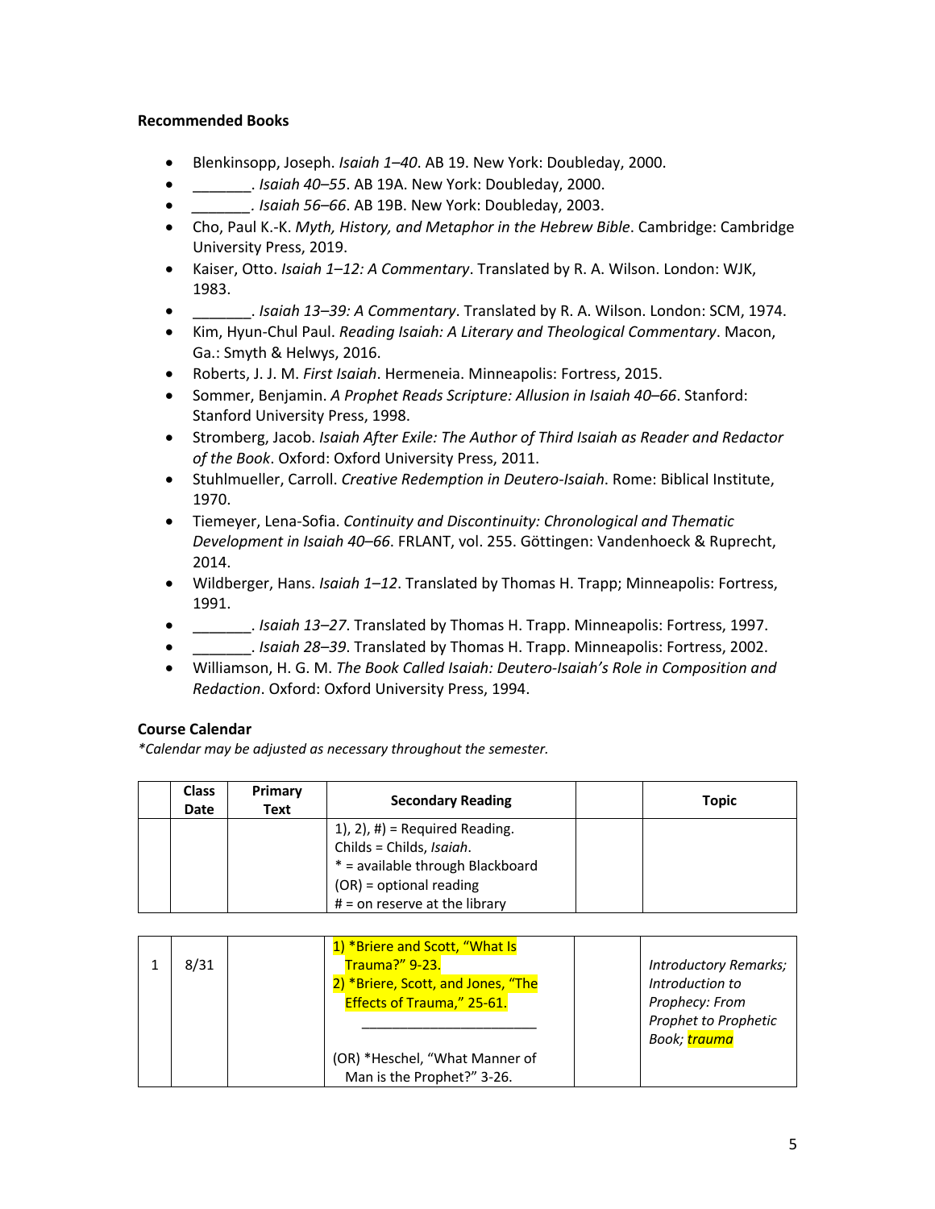**Recommended Books**

- Blenkinsopp, Joseph. *Isaiah 1–40*. AB 19. New York: Doubleday, 2000.
- _______. *Isaiah 40–55*. AB 19A. New York: Doubleday, 2000.
- _______. *Isaiah 56–66*. AB 19B. New York: Doubleday, 2003.
- Cho, Paul K.-K. *Myth, History, and Metaphor in the Hebrew Bible*. Cambridge: Cambridge University Press, 2019.
- Kaiser, Otto. *Isaiah 1–12: A Commentary*. Translated by R. A. Wilson. London: WJK, 1983.
- _______. *Isaiah 13–39: A Commentary*. Translated by R. A. Wilson. London: SCM, 1974.
- Kim, Hyun-Chul Paul. *Reading Isaiah: A Literary and Theological Commentary*. Macon, Ga.: Smyth & Helwys, 2016.
- Roberts, J. J. M. *First Isaiah*. Hermeneia. Minneapolis: Fortress, 2015.
- Sommer, Benjamin. *A Prophet Reads Scripture: Allusion in Isaiah 40–66*. Stanford: Stanford University Press, 1998.
- Stromberg, Jacob. *Isaiah After Exile: The Author of Third Isaiah as Reader and Redactor of the Book*. Oxford: Oxford University Press, 2011.
- Stuhlmueller, Carroll. *Creative Redemption in Deutero-Isaiah*. Rome: Biblical Institute, 1970.
- Tiemeyer, Lena-Sofia. *Continuity and Discontinuity: Chronological and Thematic Development in Isaiah 40–66*. FRLANT, vol. 255. Göttingen: Vandenhoeck & Ruprecht, 2014.
- Wildberger, Hans. *Isaiah 1–12*. Translated by Thomas H. Trapp; Minneapolis: Fortress, 1991.
- _______. *Isaiah 13–27*. Translated by Thomas H. Trapp. Minneapolis: Fortress, 1997.
- _______. *Isaiah 28–39*. Translated by Thomas H. Trapp. Minneapolis: Fortress, 2002.
- Williamson, H. G. M. *The Book Called Isaiah: Deutero-Isaiah's Role in Composition and Redaction*. Oxford: Oxford University Press, 1994.

**Course Calendar**

*\*Calendar may be adjusted as necessary throughout the semester.*

| | Class Date | Primary Text | Secondary Reading | | Topic |
|---|---|---|---|---|---|
| | | | 1), 2), #) = Required Reading.<br>Childs = Childs, *Isaiah*.<br>* = available through Blackboard<br>(OR) = optional reading<br># = on reserve at the library | | |
| 1 | 8/31 | | 1) *Briere and Scott, "What Is Trauma?" 9-23.<br>2) *Briere, Scott, and Jones, "The Effects of Trauma," 25-61.<br>_______________________<br>(OR) *Heschel, "What Manner of Man is the Prophet?" 3-26. | | *Introductory Remarks; Introduction to Prophecy: From Prophet to Prophetic Book; trauma* |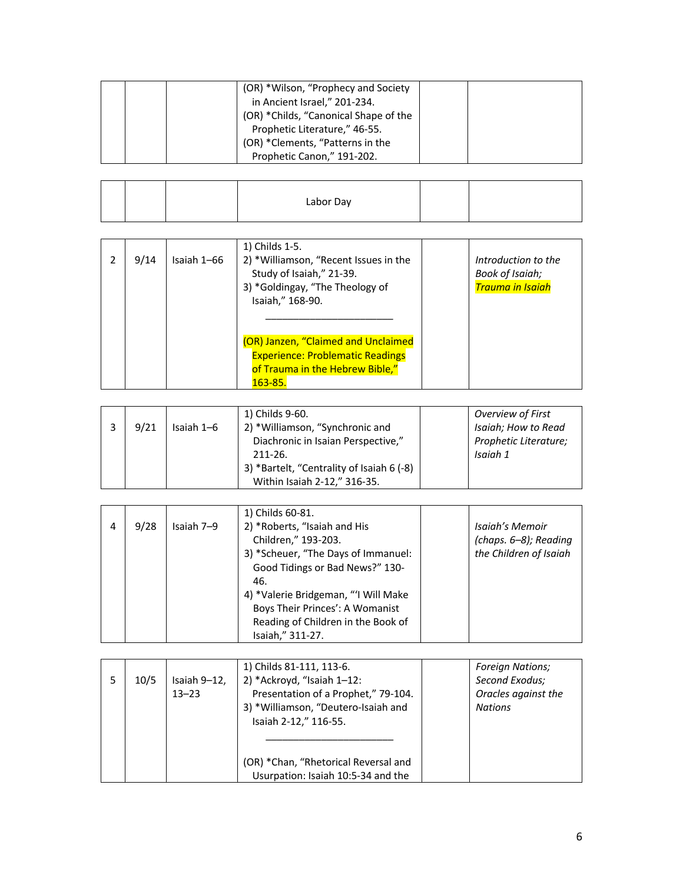| | | | | | |
|---|---|---|---|---|---|
| | | | (OR) *Wilson, "Prophecy and Society in Ancient Israel," 201-234.<br>(OR) *Childs, "Canonical Shape of the Prophetic Literature," 46-55.<br>(OR) *Clements, "Patterns in the Prophetic Canon," 191-202. | | |

| | | | | | |
|---|---|---|---|---|---|
| | | | Labor Day | | |

| | | | | | |
|---|---|---|---|---|---|
| 2 | 9/14 | Isaiah 1–66 | 1) Childs 1-5.<br>2) *Williamson, "Recent Issues in the Study of Isaiah," 21-39.<br>3) *Goldingay, "The Theology of Isaiah," 168-90.<br>\_\_\_\_\_\_\_\_\_\_\_\_\_\_\_\_\_\_\_\_\_\_\_\_<br>(OR) Janzen, "Claimed and Unclaimed Experience: Problematic Readings of Trauma in the Hebrew Bible," 163-85. | | *Introduction to the Book of Isaiah; Trauma in Isaiah* |

| | | | | | |
|---|---|---|---|---|---|
| 3 | 9/21 | Isaiah 1–6 | 1) Childs 9-60.<br>2) *Williamson, "Synchronic and Diachronic in Isaian Perspective," 211-26.<br>3) *Bartelt, "Centrality of Isaiah 6 (-8) Within Isaiah 2-12," 316-35. | | *Overview of First Isaiah; How to Read Prophetic Literature; Isaiah 1* |

| | | | | | |
|---|---|---|---|---|---|
| 4 | 9/28 | Isaiah 7–9 | 1) Childs 60-81.<br>2) *Roberts, "Isaiah and His Children," 193-203.<br>3) *Scheuer, "The Days of Immanuel: Good Tidings or Bad News?" 130-46.<br>4) *Valerie Bridgeman, "'I Will Make Boys Their Princes': A Womanist Reading of Children in the Book of Isaiah," 311-27. | | *Isaiah's Memoir (chaps. 6–8); Reading the Children of Isaiah* |

| | | | | | |
|---|---|---|---|---|---|
| 5 | 10/5 | Isaiah 9–12, 13–23 | 1) Childs 81-111, 113-6.<br>2) *Ackroyd, "Isaiah 1–12: Presentation of a Prophet," 79-104.<br>3) *Williamson, "Deutero-Isaiah and Isaiah 2-12," 116-55.<br>\_\_\_\_\_\_\_\_\_\_\_\_\_\_\_\_\_\_\_\_\_\_\_\_<br>(OR) *Chan, "Rhetorical Reversal and Usurpation: Isaiah 10:5-34 and the | | *Foreign Nations; Second Exodus; Oracles against the Nations* |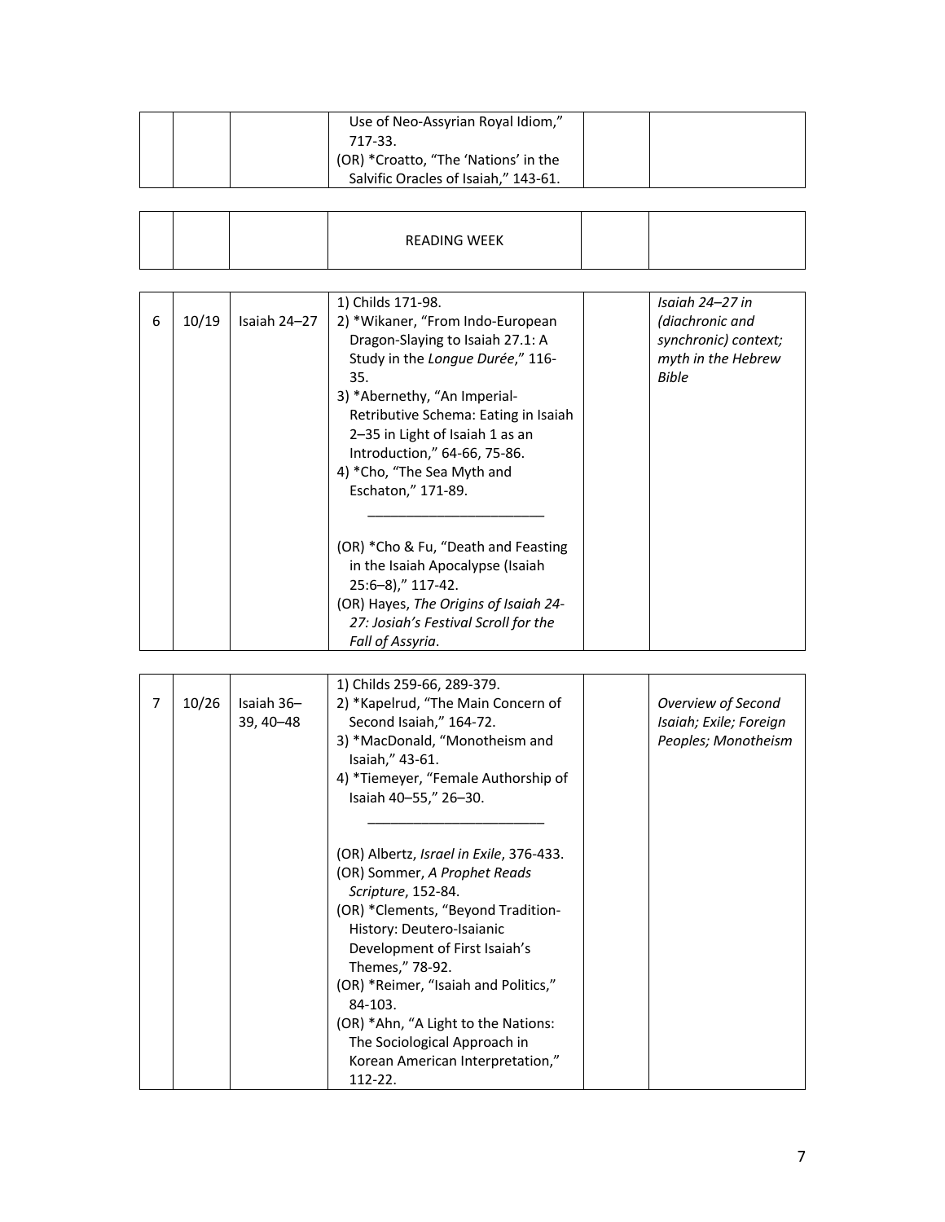| | | | | | |
|---|---|---|---|---|---|
| | | | Use of Neo-Assyrian Royal Idiom," 717-33.<br>(OR) *Croatto, "The 'Nations' in the Salvific Oracles of Isaiah," 143-61. | | |
| | | | READING WEEK | | |
| 6 | 10/19 | Isaiah 24–27 | 1) Childs 171-98.<br>2) *Wikaner, "From Indo-European Dragon-Slaying to Isaiah 27.1: A Study in the *Longue Durée*," 116-35.<br>3) *Abernethy, "An Imperial-Retributive Schema: Eating in Isaiah 2–35 in Light of Isaiah 1 as an Introduction," 64-66, 75-86.<br>4) *Cho, "The Sea Myth and Eschaton," 171-89.<br>\_\_\_\_\_\_\_\_\_\_\_\_\_\_\_\_\_\_\_\_\_\_<br>(OR) *Cho & Fu, "Death and Feasting in the Isaiah Apocalypse (Isaiah 25:6–8)," 117-42.<br>(OR) Hayes, *The Origins of Isaiah 24-27: Josiah's Festival Scroll for the Fall of Assyria*. | | *Isaiah 24–27 in (diachronic and synchronic) context; myth in the Hebrew Bible* |
| 7 | 10/26 | Isaiah 36–39, 40–48 | 1) Childs 259-66, 289-379.<br>2) *Kapelrud, "The Main Concern of Second Isaiah," 164-72.<br>3) *MacDonald, "Monotheism and Isaiah," 43-61.<br>4) *Tiemeyer, "Female Authorship of Isaiah 40–55," 26–30.<br>\_\_\_\_\_\_\_\_\_\_\_\_\_\_\_\_\_\_\_\_\_\_<br>(OR) Albertz, *Israel in Exile*, 376-433.<br>(OR) Sommer, *A Prophet Reads Scripture*, 152-84.<br>(OR) *Clements, "Beyond Tradition-History: Deutero-Isaianic Development of First Isaiah's Themes," 78-92.<br>(OR) *Reimer, "Isaiah and Politics," 84-103.<br>(OR) *Ahn, "A Light to the Nations: The Sociological Approach in Korean American Interpretation," 112-22. | | *Overview of Second Isaiah; Exile; Foreign Peoples; Monotheism* |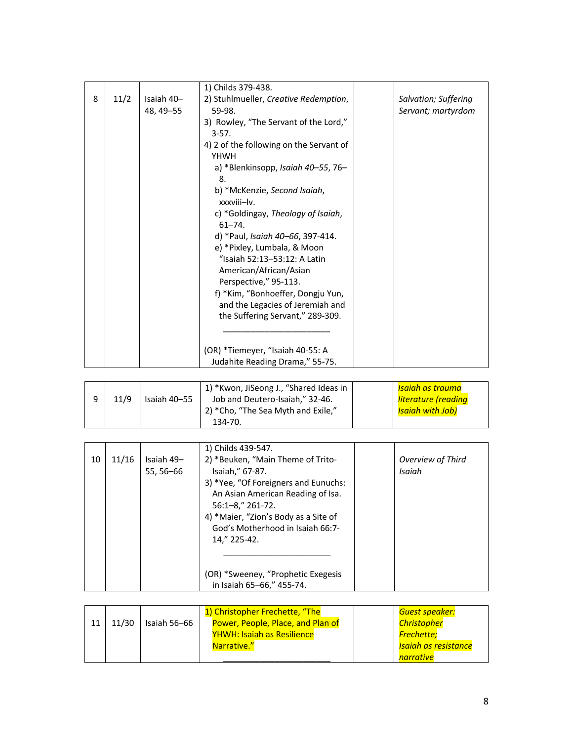| 8 | 11/2 | Isaiah 40–48, 49–55 | 1) Childs 379-438.<br>2) Stuhlmueller, *Creative Redemption*, 59-98.<br>3) Rowley, "The Servant of the Lord," 3-57.<br>4) 2 of the following on the Servant of YHWH<br>a) *Blenkinsopp, *Isaiah 40–55*, 76–8.<br>b) *McKenzie, *Second Isaiah*, xxxviii–lv.<br>c) *Goldingay, *Theology of Isaiah*, 61–74.<br>d) *Paul, *Isaiah 40–66*, 397-414.<br>e) *Pixley, Lumbala, & Moon "Isaiah 52:13–53:12: A Latin American/African/Asian Perspective," 95-113.<br>f) *Kim, "Bonhoeffer, Dongju Yun, and the Legacies of Jeremiah and the Suffering Servant," 289-309.<br>\_\_\_\_\_\_\_\_\_\_\_\_\_\_\_\_\_\_\_\_\_\_\_\_<br>(OR) *Tiemeyer, "Isaiah 40-55: A Judahite Reading Drama," 55-75. | | *Salvation; Suffering Servant; martyrdom* |
|---|---|---|---|---|---|
| 9 | 11/9 | Isaiah 40–55 | 1) *Kwon, JiSeong J., "Shared Ideas in Job and Deutero-Isaiah," 32-46.<br>2) *Cho, "The Sea Myth and Exile," 134-70. | | *Isaiah as trauma literature (reading Isaiah with Job)* |
| 10 | 11/16 | Isaiah 49–55, 56–66 | 1) Childs 439-547.<br>2) *Beuken, "Main Theme of Trito-Isaiah," 67-87.<br>3) *Yee, "Of Foreigners and Eunuchs: An Asian American Reading of Isa. 56:1–8," 261-72.<br>4) *Maier, "Zion's Body as a Site of God's Motherhood in Isaiah 66:7-14," 225-42.<br>\_\_\_\_\_\_\_\_\_\_\_\_\_\_\_\_\_\_\_\_\_\_\_\_<br>(OR) *Sweeney, "Prophetic Exegesis in Isaiah 65–66," 455-74. | | *Overview of Third Isaiah* |
| 11 | 11/30 | Isaiah 56–66 | 1) Christopher Frechette, "The Power, People, Place, and Plan of YHWH: Isaiah as Resilience Narrative."<br>\_\_\_\_\_\_\_\_\_\_\_\_\_\_\_\_\_\_\_\_\_\_\_\_ | | *Guest speaker: Christopher Frechette; Isaiah as resistance narrative* |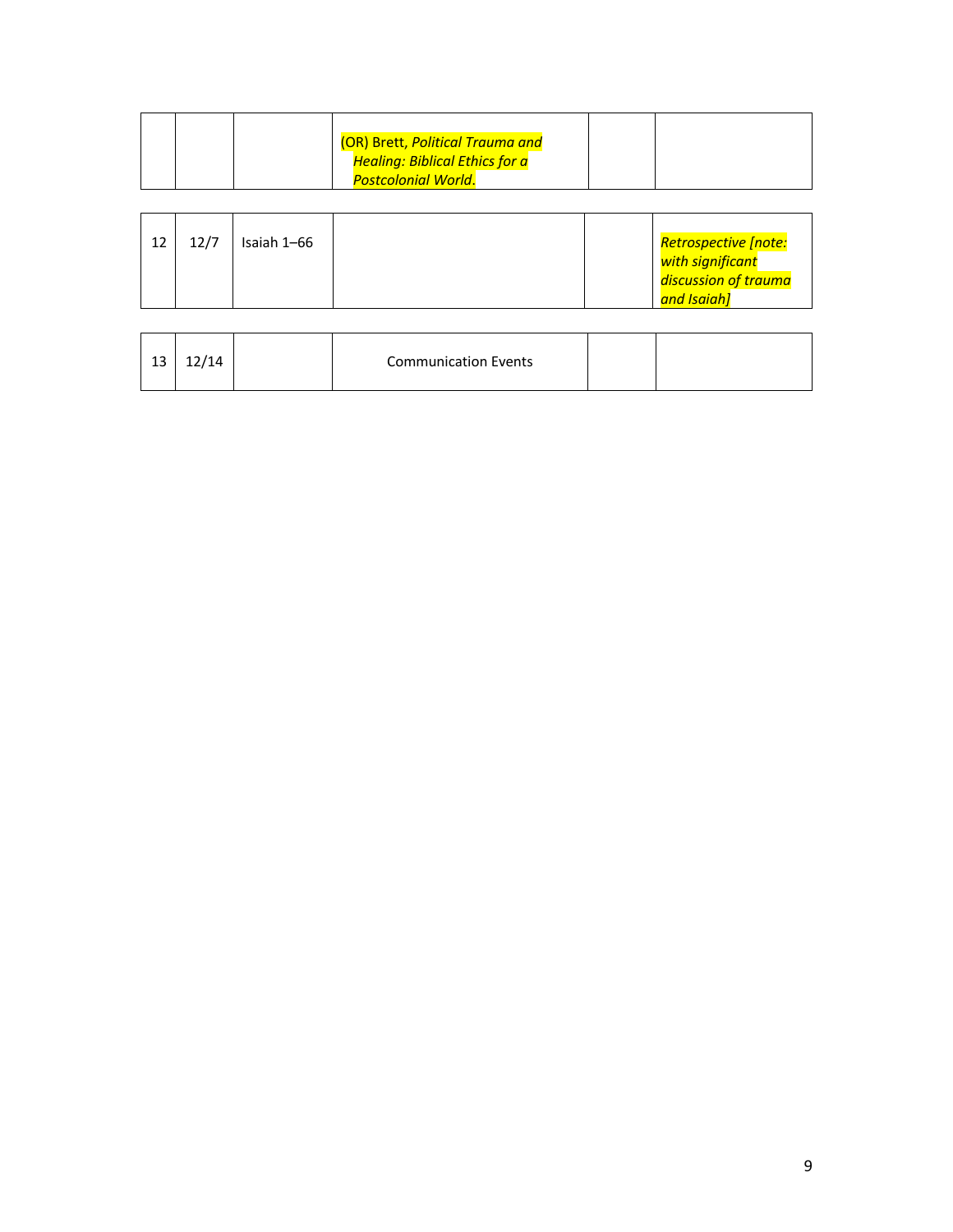| | | | | | |
|---|---|---|---|---|---|
| | | | (OR) Brett, *Political Trauma and Healing: Biblical Ethics for a Postcolonial World.* | | |
| 12 | 12/7 | Isaiah 1–66 | | | *Retrospective [note: with significant discussion of trauma and Isaiah]* |
| 13 | 12/14 | | Communication Events | | |